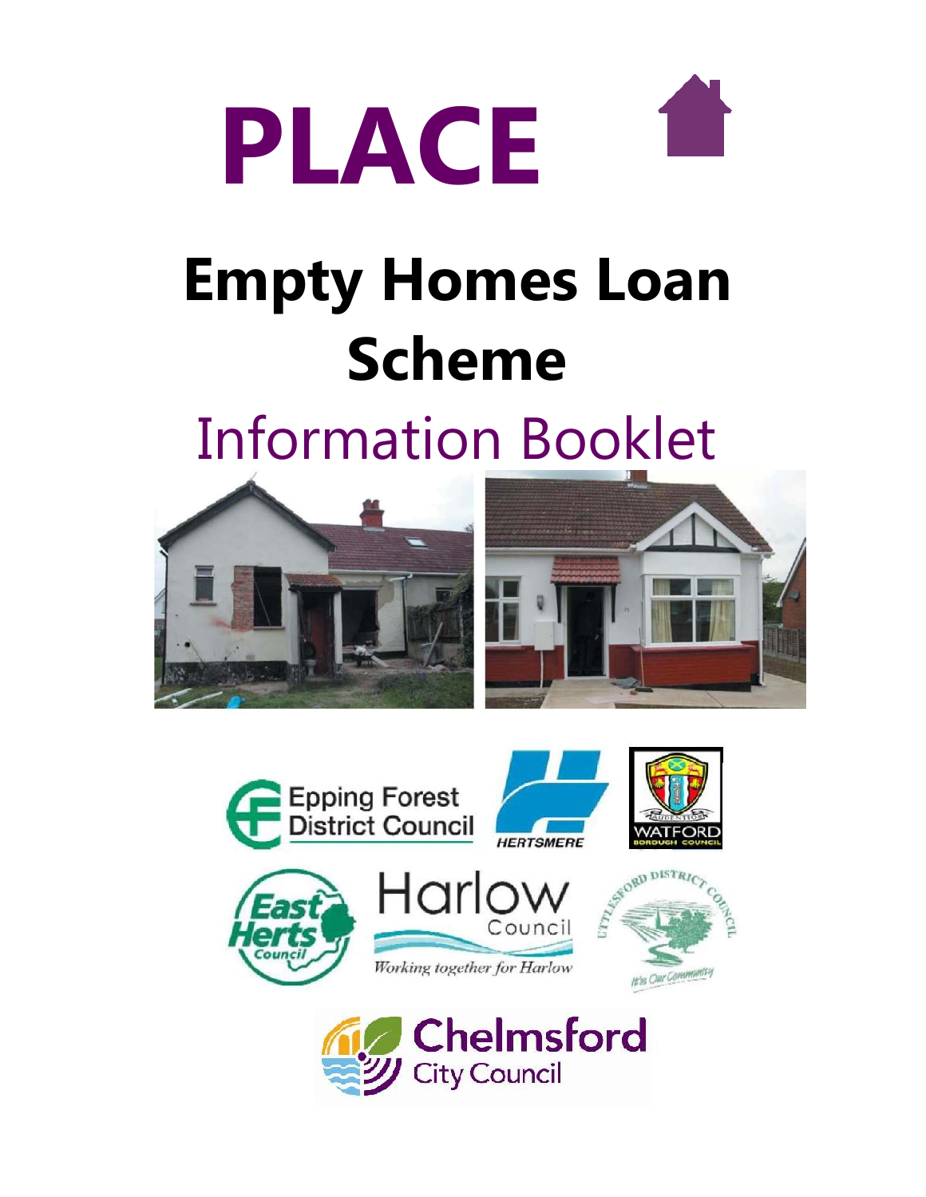# PLACE

# Empty Homes Loan Scheme

## Information Booklet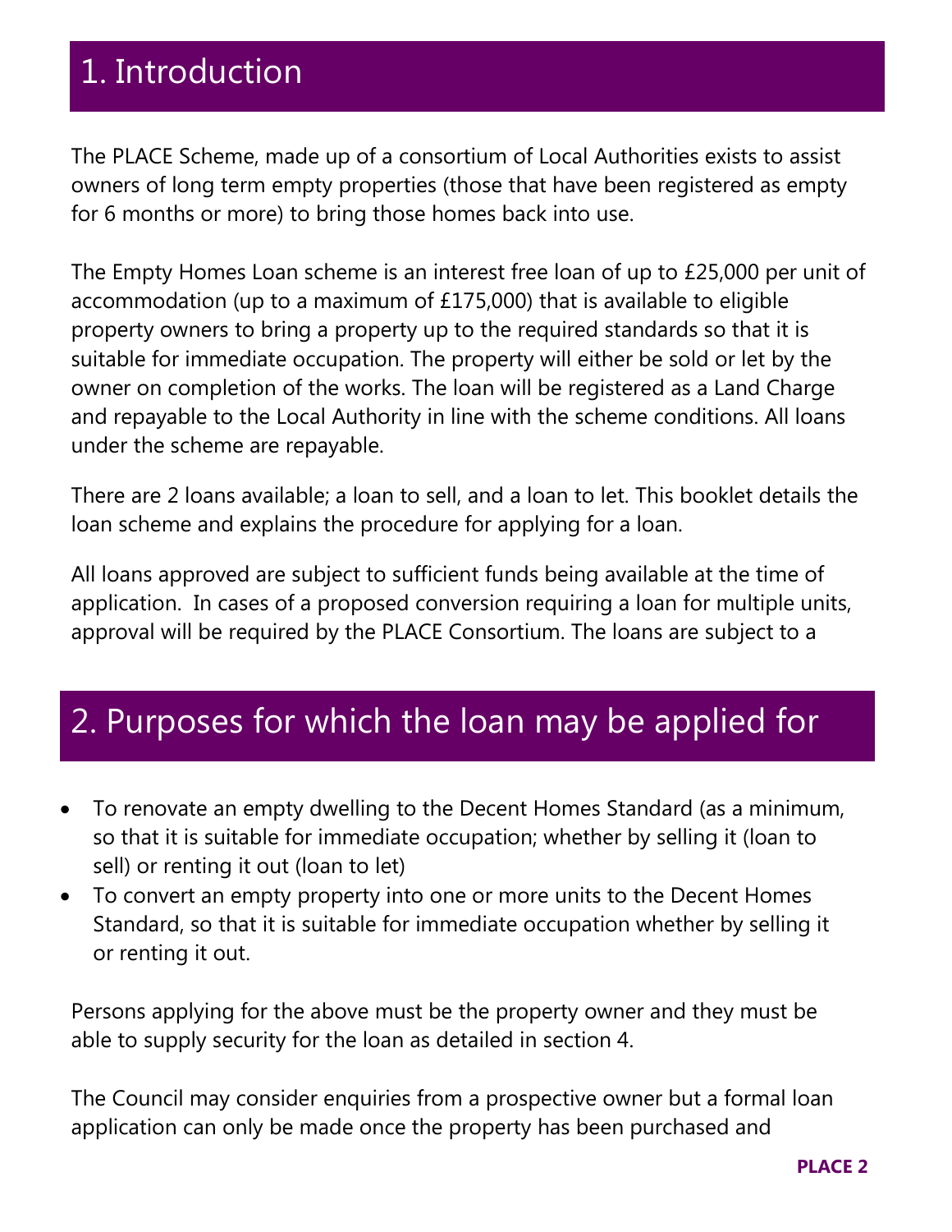# 1. Introduction

The PLACE Scheme, made up of a consortium of Local Authorities exists to assist owners of long term empty properties (those that have been registered as empty for 6 months or more) to bring those homes back into use.

The Empty Homes Loan scheme is an interest free loan of up to £25,000 per unit of accommodation (up to a maximum of £175,000) that is available to eligible property owners to bring a property up to the required standards so that it is suitable for immediate occupation. The property will either be sold or let by the owner on completion of the works. The loan will be registered as a Land Charge and repayable to the Local Authority in line with the scheme conditions. All loans under the scheme are repayable.

There are 2 loans available; a loan to sell, and a loan to let. This booklet details the loan scheme and explains the procedure for applying for a loan.

All loans approved are subject to sufficient funds being available at the time of application. In cases of a proposed conversion requiring a loan for multiple units, approval will be required by the PLACE Consortium. The loans are subject to a

# 2. Purposes for which the loan may be applied for

- To renovate an empty dwelling to the Decent Homes Standard (as a minimum, so that it is suitable for immediate occupation; whether by selling it (loan to sell) or renting it out (loan to let)
- To convert an empty property into one or more units to the Decent Homes Standard, so that it is suitable for immediate occupation whether by selling it or renting it out.

Persons applying for the above must be the property owner and they must be able to supply security for the loan as detailed in section 4.

The Council may consider enquiries from a prospective owner but a formal loan application can only be made once the property has been purchased and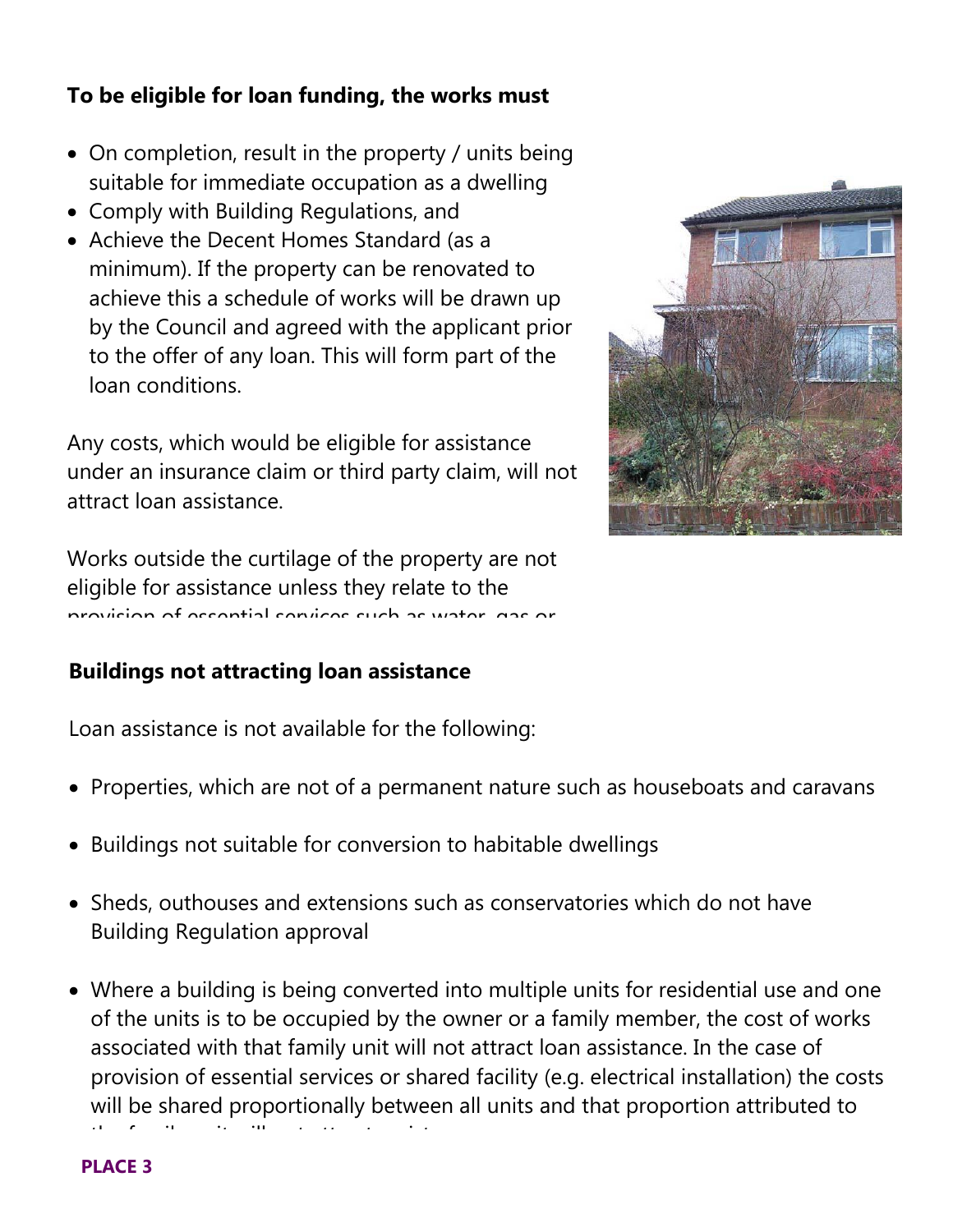**To be eligible for loan funding, the works must**

- On completion, result in the property / units being suitable for immediate occupation as a dwelling
- Comply with Building Regulations, and
- Achieve the Decent Homes Standard (as a minimum). If the property can be renovated to achieve this a schedule of works will be drawn up by the Council and agreed with the applicant prior to the offer of any loan. This will form part of the loan conditions.

Any costs, which would be eligible for assistance under an insurance claim or third party claim, will not attract loan assistance.

Works outside the curtilage of the property are not eligible for assistance unless they relate to the provision of essential services such as water, gas or

**Buildings not attracting loan assistance**

Loan assistance is not available for the following:

- Properties, which are not of a permanent nature such as houseboats and caravans
- Buildings not suitable for conversion to habitable dwellings
- Sheds, outhouses and extensions such as conservatories which do not have Building Regulation approval
- Where a building is being converted into multiple units for residential use and one of the units is to be occupied by the owner or a family member, the cost of works associated with that family unit will not attract loan assistance. In the case of provision of essential services or shared facility (e.g. electrical installation) the costs will be shared proportionally between all units and that proportion attributed to the family unit will not attract assistance.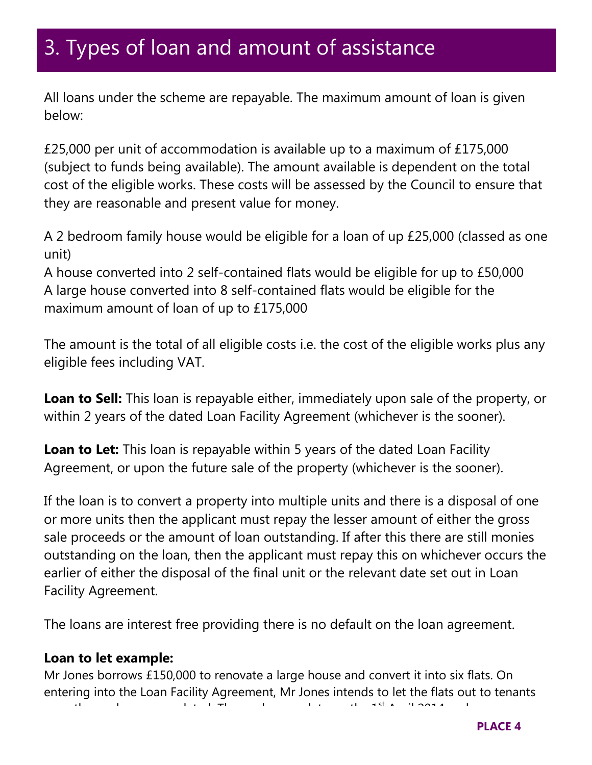# 3. Types of loan and amount of assistance

All loans under the scheme are repayable. The maximum amount of loan is given below:

£25,000 per unit of accommodation is available up to a maximum of £175,000 (subject to funds being available). The amount available is dependent on the total cost of the eligible works. These costs will be assessed by the Council to ensure that they are reasonable and present value for money.

A 2 bedroom family house would be eligible for a loan of up £25,000 (classed as one unit)
A house converted into 2 self-contained flats would be eligible for up to £50,000
A large house converted into 8 self-contained flats would be eligible for the maximum amount of loan of up to £175,000

The amount is the total of all eligible costs i.e. the cost of the eligible works plus any eligible fees including VAT.

**Loan to Sell:** This loan is repayable either, immediately upon sale of the property, or within 2 years of the dated Loan Facility Agreement (whichever is the sooner).

**Loan to Let:** This loan is repayable within 5 years of the dated Loan Facility Agreement, or upon the future sale of the property (whichever is the sooner).

If the loan is to convert a property into multiple units and there is a disposal of one or more units then the applicant must repay the lesser amount of either the gross sale proceeds or the amount of loan outstanding. If after this there are still monies outstanding on the loan, then the applicant must repay this on whichever occurs the earlier of either the disposal of the final unit or the relevant date set out in Loan Facility Agreement.

The loans are interest free providing there is no default on the loan agreement.

**Loan to let example:**

Mr Jones borrows £150,000 to renovate a large house and convert it into six flats. On entering into the Loan Facility Agreement, Mr Jones intends to let the flats out to tenants once the works are completed. The works complete on the 1st April 2014 and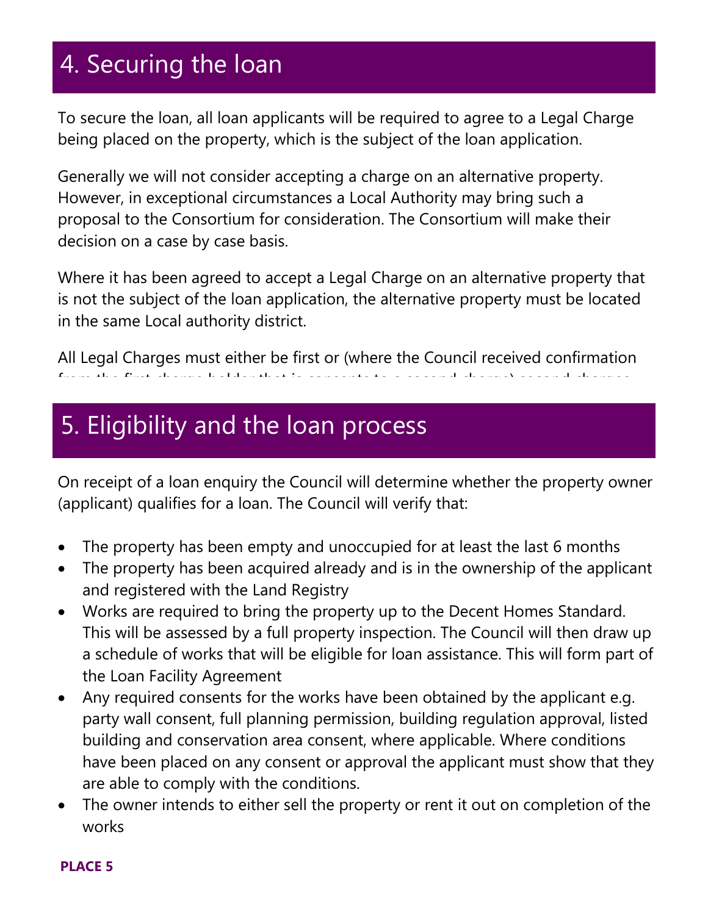# 4. Securing the loan

To secure the loan, all loan applicants will be required to agree to a Legal Charge being placed on the property, which is the subject of the loan application.

Generally we will not consider accepting a charge on an alternative property. However, in exceptional circumstances a Local Authority may bring such a proposal to the Consortium for consideration. The Consortium will make their decision on a case by case basis.

Where it has been agreed to accept a Legal Charge on an alternative property that is not the subject of the loan application, the alternative property must be located in the same Local authority district.

All Legal Charges must either be first or (where the Council received confirmation from the first charge holder that is consents to a second charge) second charges

# 5. Eligibility and the loan process

On receipt of a loan enquiry the Council will determine whether the property owner (applicant) qualifies for a loan. The Council will verify that:

- The property has been empty and unoccupied for at least the last 6 months
- The property has been acquired already and is in the ownership of the applicant and registered with the Land Registry
- Works are required to bring the property up to the Decent Homes Standard. This will be assessed by a full property inspection. The Council will then draw up a schedule of works that will be eligible for loan assistance. This will form part of the Loan Facility Agreement
- Any required consents for the works have been obtained by the applicant e.g. party wall consent, full planning permission, building regulation approval, listed building and conservation area consent, where applicable. Where conditions have been placed on any consent or approval the applicant must show that they are able to comply with the conditions.
- The owner intends to either sell the property or rent it out on completion of the works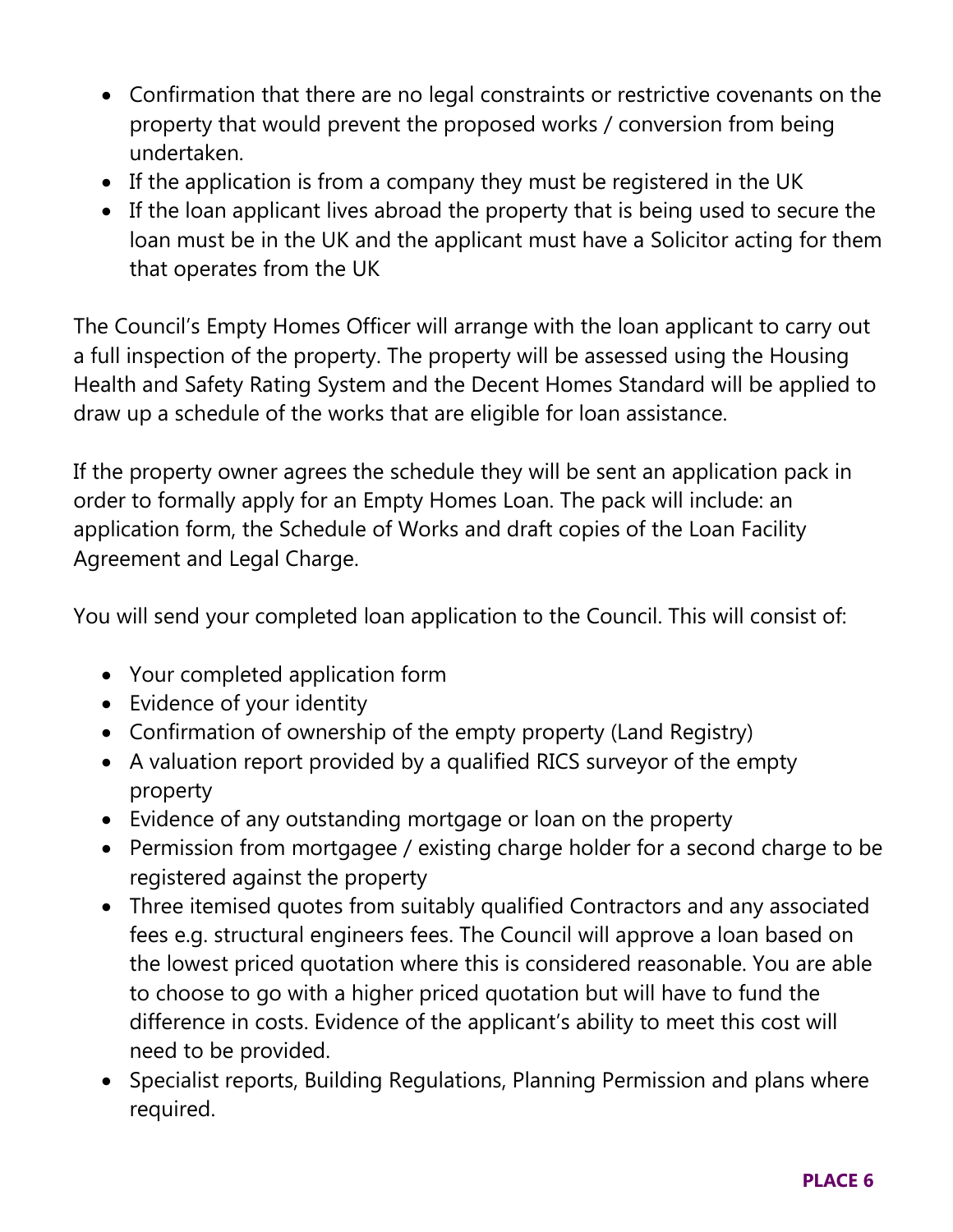- Confirmation that there are no legal constraints or restrictive covenants on the property that would prevent the proposed works / conversion from being undertaken.
- If the application is from a company they must be registered in the UK
- If the loan applicant lives abroad the property that is being used to secure the loan must be in the UK and the applicant must have a Solicitor acting for them that operates from the UK

The Council's Empty Homes Officer will arrange with the loan applicant to carry out a full inspection of the property. The property will be assessed using the Housing Health and Safety Rating System and the Decent Homes Standard will be applied to draw up a schedule of the works that are eligible for loan assistance.

If the property owner agrees the schedule they will be sent an application pack in order to formally apply for an Empty Homes Loan. The pack will include: an application form, the Schedule of Works and draft copies of the Loan Facility Agreement and Legal Charge.

You will send your completed loan application to the Council. This will consist of:

- Your completed application form
- Evidence of your identity
- Confirmation of ownership of the empty property (Land Registry)
- A valuation report provided by a qualified RICS surveyor of the empty property
- Evidence of any outstanding mortgage or loan on the property
- Permission from mortgagee / existing charge holder for a second charge to be registered against the property
- Three itemised quotes from suitably qualified Contractors and any associated fees e.g. structural engineers fees. The Council will approve a loan based on the lowest priced quotation where this is considered reasonable. You are able to choose to go with a higher priced quotation but will have to fund the difference in costs. Evidence of the applicant's ability to meet this cost will need to be provided.
- Specialist reports, Building Regulations, Planning Permission and plans where required.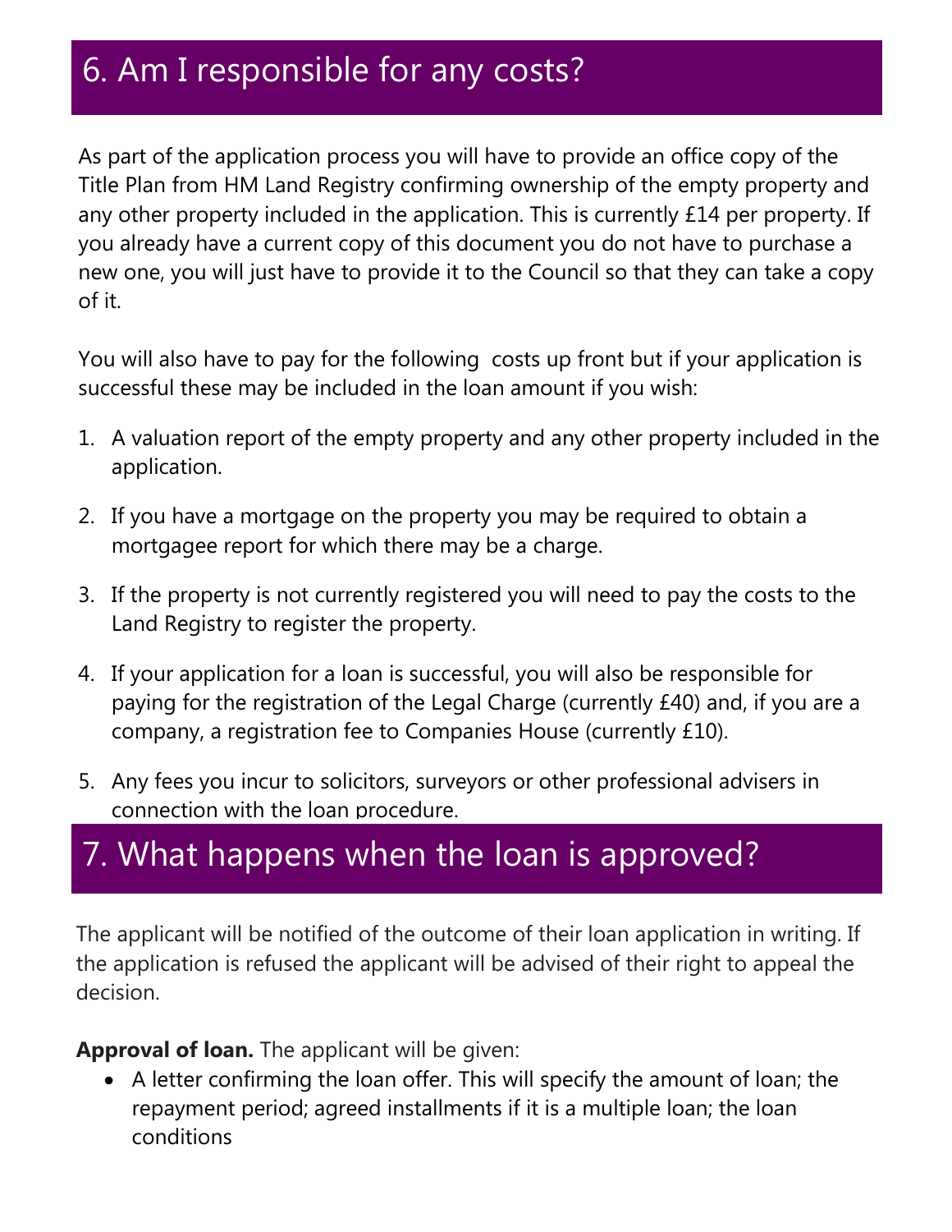## 6. Am I responsible for any costs?

As part of the application process you will have to provide an office copy of the Title Plan from HM Land Registry confirming ownership of the empty property and any other property included in the application. This is currently £14 per property. If you already have a current copy of this document you do not have to purchase a new one, you will just have to provide it to the Council so that they can take a copy of it.

You will also have to pay for the following costs up front but if your application is successful these may be included in the loan amount if you wish:

1. A valuation report of the empty property and any other property included in the application.
2. If you have a mortgage on the property you may be required to obtain a mortgagee report for which there may be a charge.
3. If the property is not currently registered you will need to pay the costs to the Land Registry to register the property.
4. If your application for a loan is successful, you will also be responsible for paying for the registration of the Legal Charge (currently £40) and, if you are a company, a registration fee to Companies House (currently £10).
5. Any fees you incur to solicitors, surveyors or other professional advisers in connection with the loan procedure.

## 7. What happens when the loan is approved?

The applicant will be notified of the outcome of their loan application in writing. If the application is refused the applicant will be advised of their right to appeal the decision.

**Approval of loan.** The applicant will be given:

- A letter confirming the loan offer. This will specify the amount of loan; the repayment period; agreed installments if it is a multiple loan; the loan conditions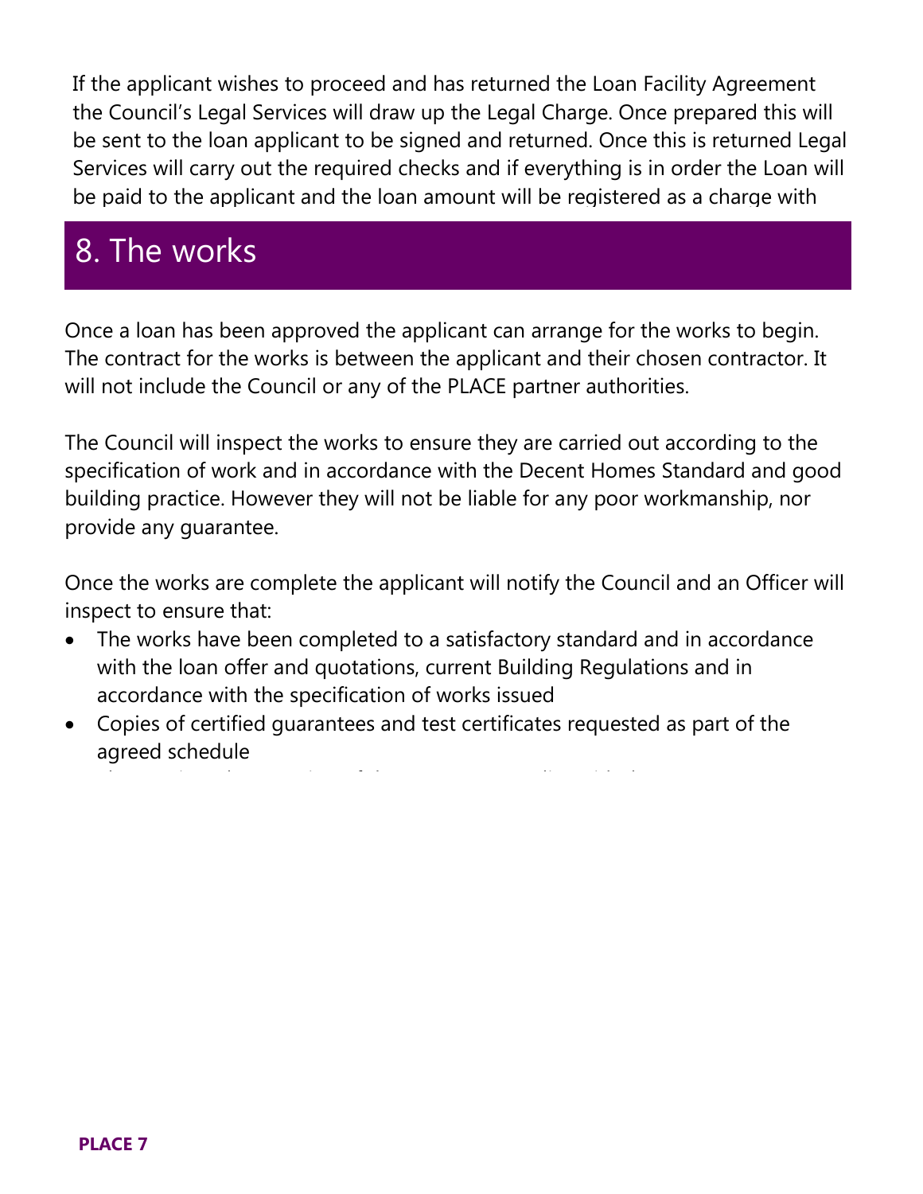If the applicant wishes to proceed and has returned the Loan Facility Agreement the Council's Legal Services will draw up the Legal Charge. Once prepared this will be sent to the loan applicant to be signed and returned. Once this is returned Legal Services will carry out the required checks and if everything is in order the Loan will be paid to the applicant and the loan amount will be registered as a charge with

## 8. The works

Once a loan has been approved the applicant can arrange for the works to begin. The contract for the works is between the applicant and their chosen contractor. It will not include the Council or any of the PLACE partner authorities.

The Council will inspect the works to ensure they are carried out according to the specification of work and in accordance with the Decent Homes Standard and good building practice. However they will not be liable for any poor workmanship, nor provide any guarantee.

Once the works are complete the applicant will notify the Council and an Officer will inspect to ensure that:

- The works have been completed to a satisfactory standard and in accordance with the loan offer and quotations, current Building Regulations and in accordance with the specification of works issued
- Copies of certified guarantees and test certificates requested as part of the agreed schedule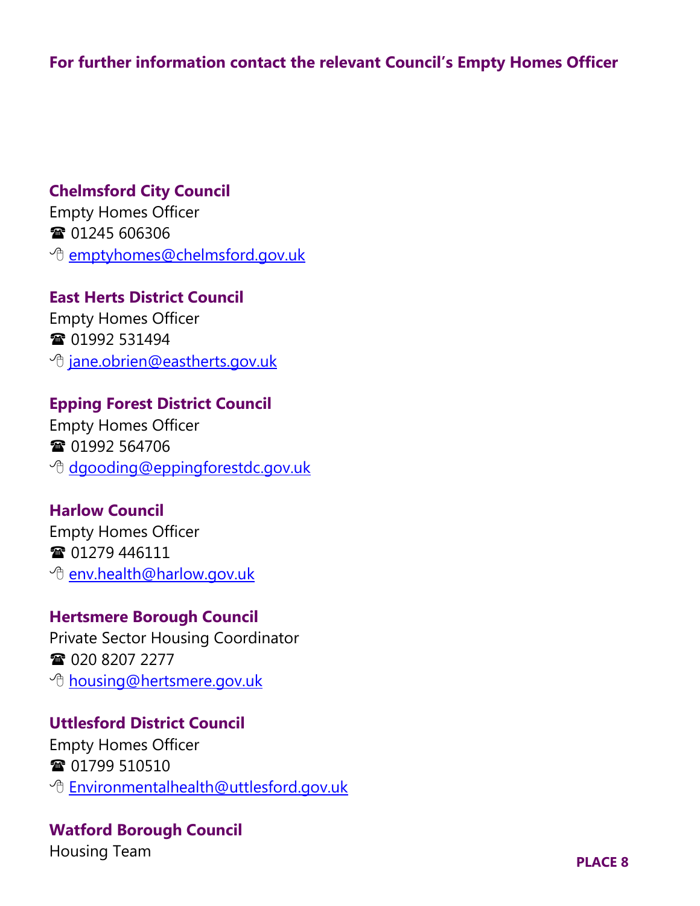**For further information contact the relevant Council's Empty Homes Officer**

**Chelmsford City Council**
Empty Homes Officer
☎ 01245 606306
🖱 emptyhomes@chelmsford.gov.uk

**East Herts District Council**
Empty Homes Officer
☎ 01992 531494
🖱 jane.obrien@eastherts.gov.uk

**Epping Forest District Council**
Empty Homes Officer
☎ 01992 564706
🖱 dgooding@eppingforestdc.gov.uk

**Harlow Council**
Empty Homes Officer
☎ 01279 446111
🖱 env.health@harlow.gov.uk

**Hertsmere Borough Council**
Private Sector Housing Coordinator
☎ 020 8207 2277
🖱 housing@hertsmere.gov.uk

**Uttlesford District Council**
Empty Homes Officer
☎ 01799 510510
🖱 Environmentalhealth@uttlesford.gov.uk

**Watford Borough Council**
Housing Team

**PLACE 8**